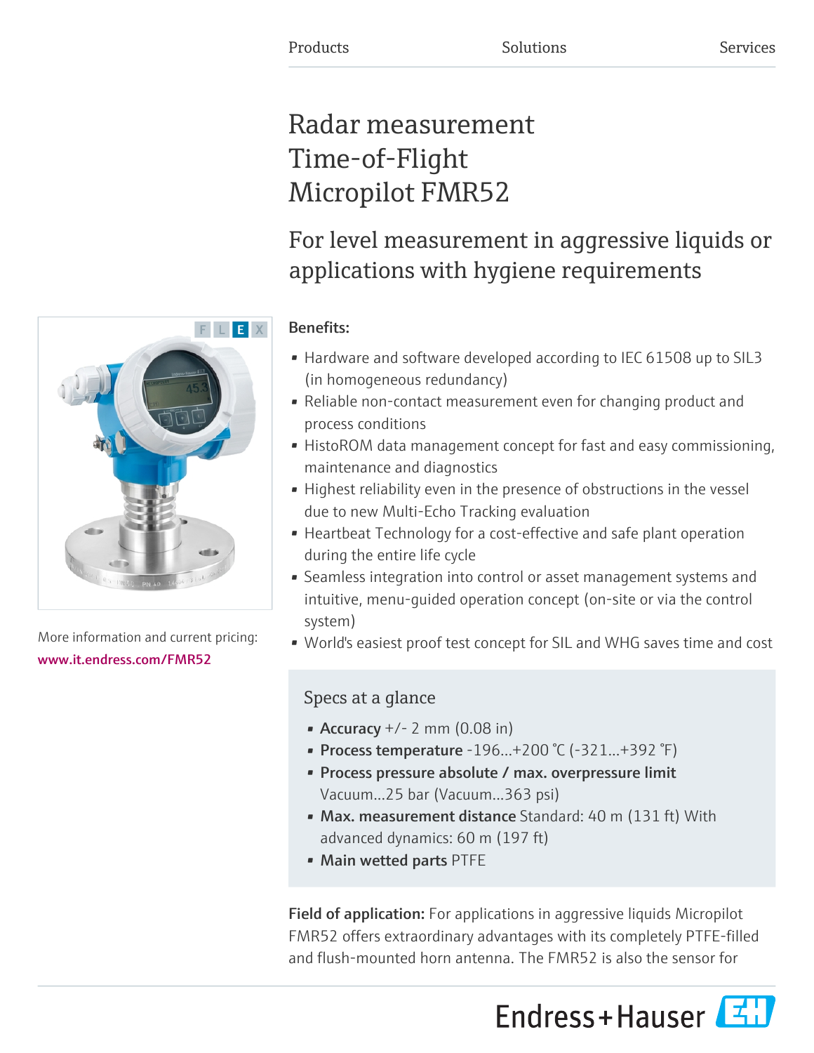Products Solutions Services

# Radar measurement Time-of-Flight Micropilot FMR52

## For level measurement in aggressive liquids or applications with hygiene requirements

More information and current pricing:
www.it.endress.com/FMR52

**Benefits:**

- Hardware and software developed according to IEC 61508 up to SIL3 (in homogeneous redundancy)
- Reliable non-contact measurement even for changing product and process conditions
- HistoROM data management concept for fast and easy commissioning, maintenance and diagnostics
- Highest reliability even in the presence of obstructions in the vessel due to new Multi-Echo Tracking evaluation
- Heartbeat Technology for a cost-effective and safe plant operation during the entire life cycle
- Seamless integration into control or asset management systems and intuitive, menu-guided operation concept (on-site or via the control system)
- World's easiest proof test concept for SIL and WHG saves time and cost

### Specs at a glance

- **Accuracy** +/- 2 mm (0.08 in)
- **Process temperature** -196...+200 °C (-321...+392 °F)
- **Process pressure absolute / max. overpressure limit** Vacuum...25 bar (Vacuum...363 psi)
- **Max. measurement distance** Standard: 40 m (131 ft) With advanced dynamics: 60 m (197 ft)
- **Main wetted parts** PTFE

**Field of application:** For applications in aggressive liquids Micropilot FMR52 offers extraordinary advantages with its completely PTFE-filled and flush-mounted horn antenna. The FMR52 is also the sensor for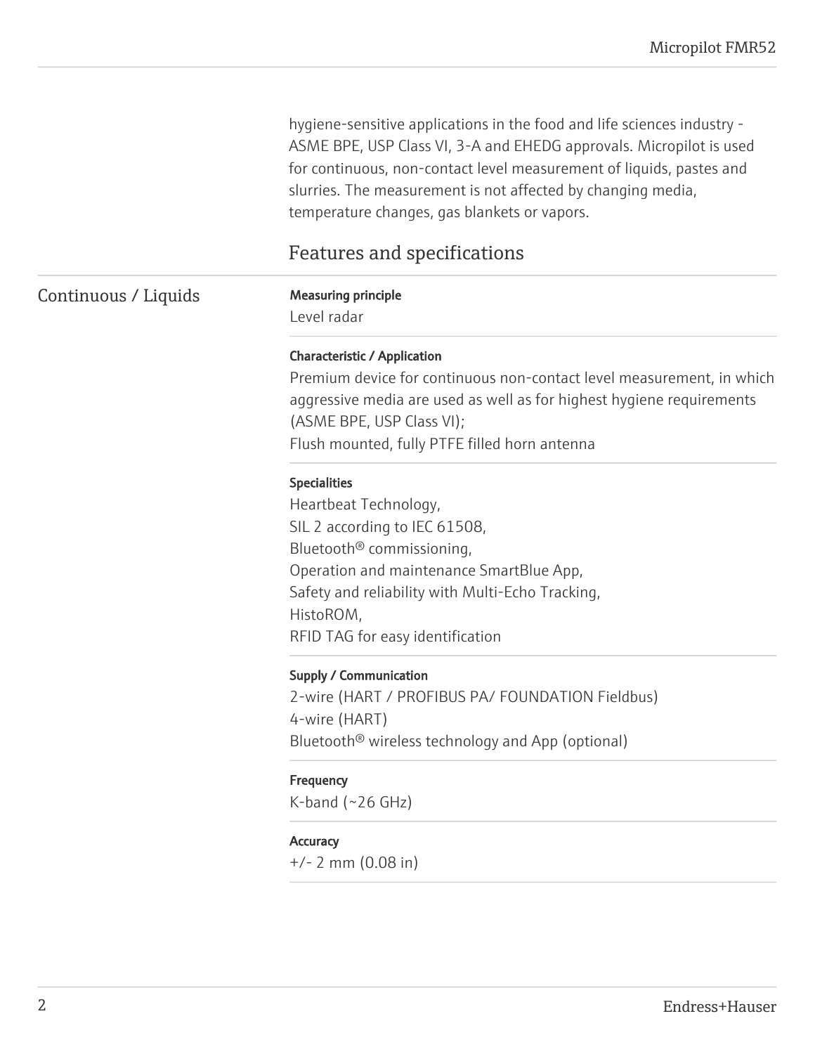hygiene-sensitive applications in the food and life sciences industry - ASME BPE, USP Class VI, 3-A and EHEDG approvals. Micropilot is used for continuous, non-contact level measurement of liquids, pastes and slurries. The measurement is not affected by changing media, temperature changes, gas blankets or vapors.

## Features and specifications

### Continuous / Liquids

**Measuring principle**

Level radar

**Characteristic / Application**

Premium device for continuous non-contact level measurement, in which aggressive media are used as well as for highest hygiene requirements (ASME BPE, USP Class VI);
Flush mounted, fully PTFE filled horn antenna

**Specialities**

Heartbeat Technology,
SIL 2 according to IEC 61508,
Bluetooth® commissioning,
Operation and maintenance SmartBlue App,
Safety and reliability with Multi-Echo Tracking,
HistoROM,
RFID TAG for easy identification

**Supply / Communication**

2-wire (HART / PROFIBUS PA/ FOUNDATION Fieldbus)
4-wire (HART)
Bluetooth® wireless technology and App (optional)

**Frequency**

K-band (~26 GHz)

**Accuracy**

+/- 2 mm (0.08 in)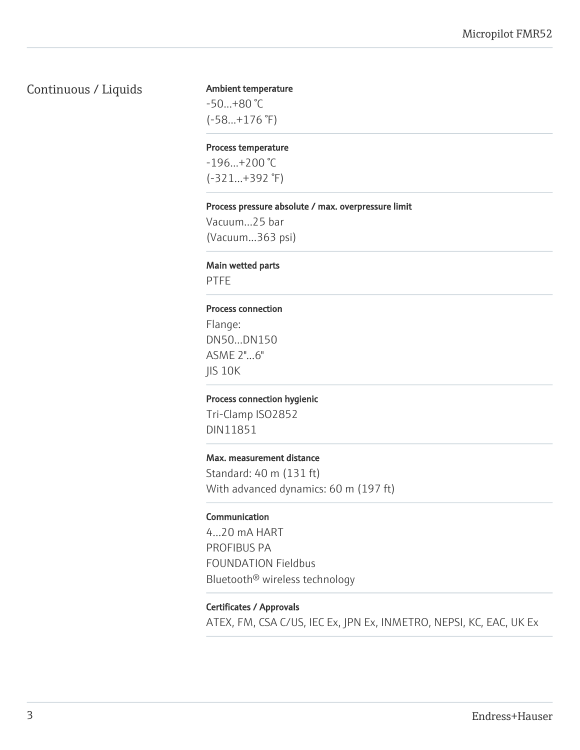## Continuous / Liquids

**Ambient temperature**

-50...+80 °C
(-58...+176 °F)

**Process temperature**

-196...+200 °C
(-321...+392 °F)

**Process pressure absolute / max. overpressure limit**

Vacuum...25 bar
(Vacuum...363 psi)

**Main wetted parts**

PTFE

**Process connection**

Flange:
DN50...DN150
ASME 2"...6"
JIS 10K

**Process connection hygienic**

Tri-Clamp ISO2852
DIN11851

**Max. measurement distance**

Standard: 40 m (131 ft)
With advanced dynamics: 60 m (197 ft)

**Communication**

4...20 mA HART
PROFIBUS PA
FOUNDATION Fieldbus
Bluetooth® wireless technology

**Certificates / Approvals**

ATEX, FM, CSA C/US, IEC Ex, JPN Ex, INMETRO, NEPSI, KC, EAC, UK Ex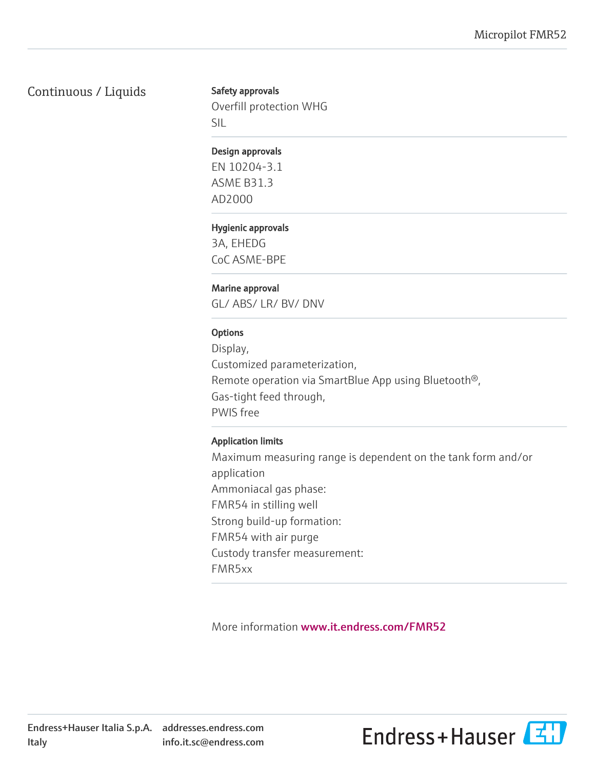## Continuous / Liquids

**Safety approvals**

Overfill protection WHG
SIL

**Design approvals**

EN 10204-3.1
ASME B31.3
AD2000

**Hygienic approvals**

3A, EHEDG
CoC ASME-BPE

**Marine approval**

GL/ ABS/ LR/ BV/ DNV

**Options**

Display,
Customized parameterization,
Remote operation via SmartBlue App using Bluetooth®,
Gas-tight feed through,
PWIS free

**Application limits**

Maximum measuring range is dependent on the tank form and/or application
Ammoniacal gas phase:
FMR54 in stilling well
Strong build-up formation:
FMR54 with air purge
Custody transfer measurement:
FMR5xx

More information **www.it.endress.com/FMR52**

**Endress+Hauser Italia S.p.A.**
**Italy**

**addresses.endress.com**
**info.it.sc@endress.com**